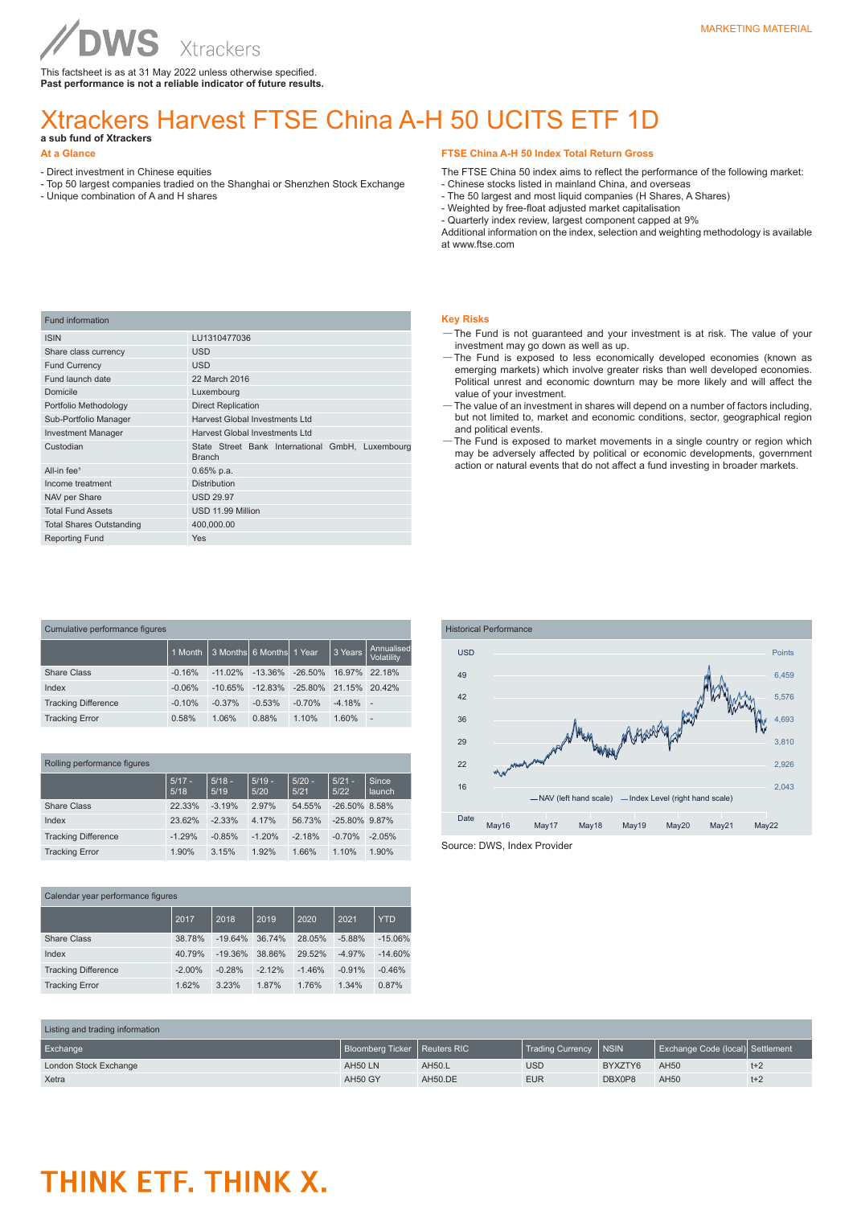MARKETING MATERIAL

This factsheet is as at 31 May 2022 unless otherwise specified.
**Past performance is not a reliable indicator of future results.**

# Xtrackers Harvest FTSE China A-H 50 UCITS ETF 1D

**a sub fund of Xtrackers**

## At a Glance

- Direct investment in Chinese equities
- Top 50 largest companies tradied on the Shanghai or Shenzhen Stock Exchange
- Unique combination of A and H shares

## FTSE China A-H 50 Index Total Return Gross

The FTSE China 50 index aims to reflect the performance of the following market:
- Chinese stocks listed in mainland China, and overseas
- The 50 largest and most liquid companies (H Shares, A Shares)
- Weighted by free-float adjusted market capitalisation
- Quarterly index review, largest component capped at 9%

Additional information on the index, selection and weighting methodology is available at www.ftse.com

| Fund information | |
|---|---|
| ISIN | LU1310477036 |
| Share class currency | USD |
| Fund Currency | USD |
| Fund launch date | 22 March 2016 |
| Domicile | Luxembourg |
| Portfolio Methodology | Direct Replication |
| Sub-Portfolio Manager | Harvest Global Investments Ltd |
| Investment Manager | Harvest Global Investments Ltd |
| Custodian | State Street Bank International GmbH, Luxembourg Branch |
| All-in fee[1] | 0.65% p.a. |
| Income treatment | Distribution |
| NAV per Share | USD 29.97 |
| Total Fund Assets | USD 11.99 Million |
| Total Shares Outstanding | 400,000.00 |
| Reporting Fund | Yes |

## Key Risks

- The Fund is not guaranteed and your investment is at risk. The value of your investment may go down as well as up.
- The Fund is exposed to less economically developed economies (known as emerging markets) which involve greater risks than well developed economies. Political unrest and economic downturn may be more likely and will affect the value of your investment.
- The value of an investment in shares will depend on a number of factors including, but not limited to, market and economic conditions, sector, geographical region and political events.
- The Fund is exposed to market movements in a single country or region which may be adversely affected by political or economic developments, government action or natural events that do not affect a fund investing in broader markets.

### Cumulative performance figures

| | 1 Month | 3 Months | 6 Months | 1 Year | 3 Years | Annualised Volatility |
|---|---|---|---|---|---|---|
| Share Class | -0.16% | -11.02% | -13.36% | -26.50% | 16.97% | 22.18% |
| Index | -0.06% | -10.65% | -12.83% | -25.80% | 21.15% | 20.42% |
| Tracking Difference | -0.10% | -0.37% | -0.53% | -0.70% | -4.18% | - |
| Tracking Error | 0.58% | 1.06% | 0.88% | 1.10% | 1.60% | - |

### Historical Performance

USD / Points

— NAV (left hand scale) — Index Level (right hand scale)

Source: DWS, Index Provider

### Rolling performance figures

| | 5/17 - 5/18 | 5/18 - 5/19 | 5/19 - 5/20 | 5/20 - 5/21 | 5/21 - 5/22 | Since launch |
|---|---|---|---|---|---|---|
| Share Class | 22.33% | -3.19% | 2.97% | 54.55% | -26.50% | 8.58% |
| Index | 23.62% | -2.33% | 4.17% | 56.73% | -25.80% | 9.87% |
| Tracking Difference | -1.29% | -0.85% | -1.20% | -2.18% | -0.70% | -2.05% |
| Tracking Error | 1.90% | 3.15% | 1.92% | 1.66% | 1.10% | 1.90% |

### Calendar year performance figures

| | 2017 | 2018 | 2019 | 2020 | 2021 | YTD |
|---|---|---|---|---|---|---|
| Share Class | 38.78% | -19.64% | 36.74% | 28.05% | -5.88% | -15.06% |
| Index | 40.79% | -19.36% | 38.86% | 29.52% | -4.97% | -14.60% |
| Tracking Difference | -2.00% | -0.28% | -2.12% | -1.46% | -0.91% | -0.46% |
| Tracking Error | 1.62% | 3.23% | 1.87% | 1.76% | 1.34% | 0.87% |

### Listing and trading information

| Exchange | Bloomberg Ticker | Reuters RIC | Trading Currency | NSIN | Exchange Code (local) | Settlement |
|---|---|---|---|---|---|---|
| London Stock Exchange | AH50 LN | AH50.L | USD | BYXZTY6 | AH50 | t+2 |
| Xetra | AH50 GY | AH50.DE | EUR | DBX0P8 | AH50 | t+2 |

**THINK ETF. THINK X.**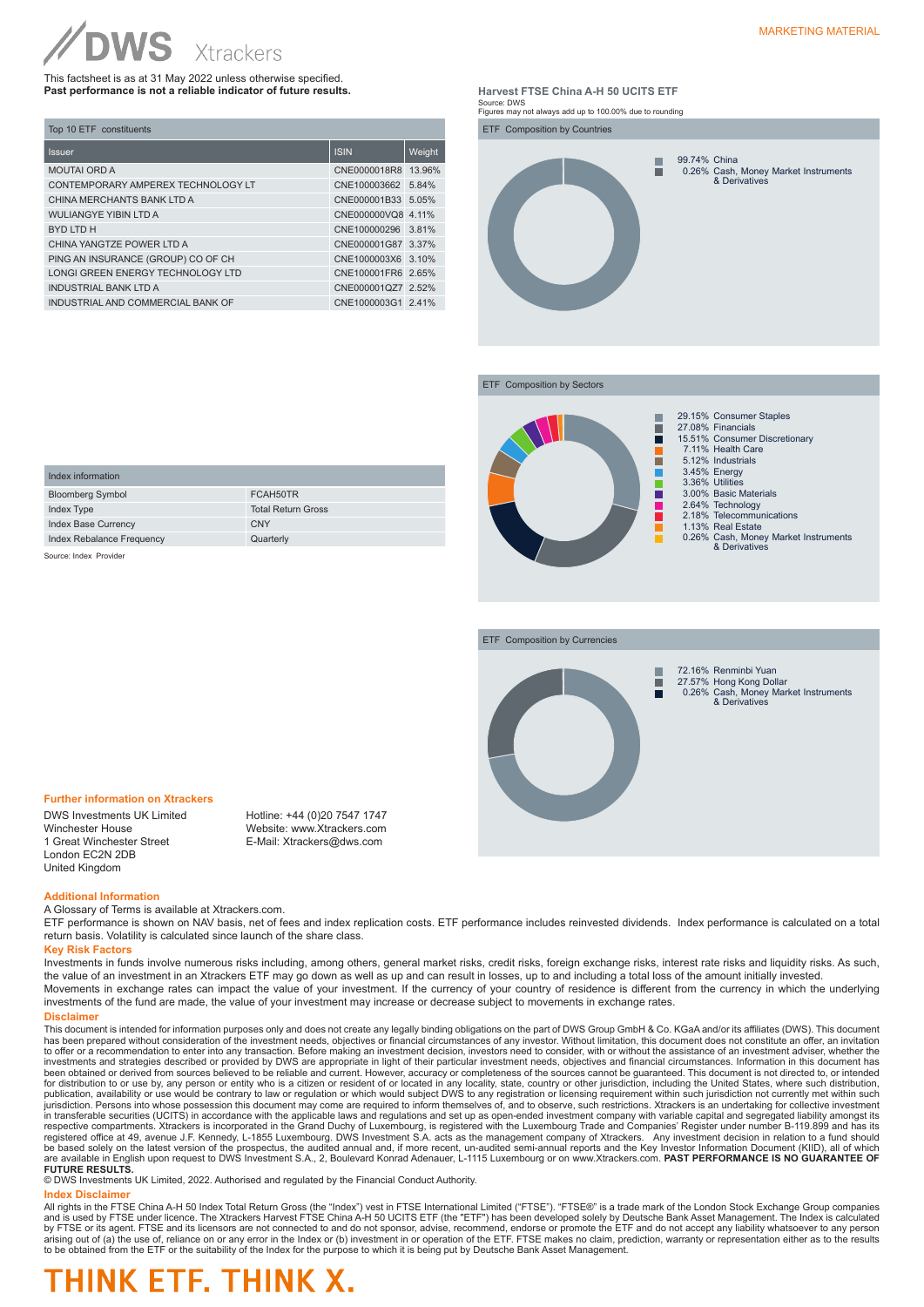This factsheet is as at 31 May 2022 unless otherwise specified.
**Past performance is not a reliable indicator of future results.**

MARKETING MATERIAL

## Harvest FTSE China A-H 50 UCITS ETF

Source: DWS
Figures may not always add up to 100.00% due to rounding

### Top 10 ETF constituents

| Issuer | ISIN | Weight |
|---|---|---|
| MOUTAI ORD A | CNE0000018R8 | 13.96% |
| CONTEMPORARY AMPEREX TECHNOLOGY LT | CNE100003662 | 5.84% |
| CHINA MERCHANTS BANK LTD A | CNE000001B33 | 5.05% |
| WULIANGYE YIBIN LTD A | CNE000000VQ8 | 4.11% |
| BYD LTD H | CNE100000296 | 3.81% |
| CHINA YANGTZE POWER LTD A | CNE000001G87 | 3.37% |
| PING AN INSURANCE (GROUP) CO OF CH | CNE1000003X6 | 3.10% |
| LONGI GREEN ENERGY TECHNOLOGY LTD | CNE100001FR6 | 2.65% |
| INDUSTRIAL BANK LTD A | CNE000001QZ7 | 2.52% |
| INDUSTRIAL AND COMMERCIAL BANK OF | CNE1000003G1 | 2.41% |

### ETF Composition by Countries

99.74% China
0.26% Cash, Money Market Instruments & Derivatives

### ETF Composition by Sectors

29.15% Consumer Staples
27.08% Financials
15.51% Consumer Discretionary
7.11% Health Care
5.12% Industrials
3.45% Energy
3.36% Utilities
3.00% Basic Materials
2.64% Technology
2.18% Telecommunications
1.13% Real Estate
0.26% Cash, Money Market Instruments & Derivatives

### Index information

| | |
|---|---|
| Bloomberg Symbol | FCAH50TR |
| Index Type | Total Return Gross |
| Index Base Currency | CNY |
| Index Rebalance Frequency | Quarterly |

Source: Index Provider

### ETF Composition by Currencies

72.16% Renminbi Yuan
27.57% Hong Kong Dollar
0.26% Cash, Money Market Instruments & Derivatives

### Further information on Xtrackers

DWS Investments UK Limited
Winchester House
1 Great Winchester Street
London EC2N 2DB
United Kingdom

Hotline: +44 (0)20 7547 1747
Website: www.Xtrackers.com
E-Mail: Xtrackers@dws.com

### Additional Information

A Glossary of Terms is available at Xtrackers.com.

ETF performance is shown on NAV basis, net of fees and index replication costs. ETF performance includes reinvested dividends. Index performance is calculated on a total return basis. Volatility is calculated since launch of the share class.

### Key Risk Factors

Investments in funds involve numerous risks including, among others, general market risks, credit risks, foreign exchange risks, interest rate risks and liquidity risks. As such, the value of an investment in an Xtrackers ETF may go down as well as up and can result in losses, up to and including a total loss of the amount initially invested.

Movements in exchange rates can impact the value of your investment. If the currency of your country of residence is different from the currency in which the underlying investments of the fund are made, the value of your investment may increase or decrease subject to movements in exchange rates.

### Disclaimer

This document is intended for information purposes only and does not create any legally binding obligations on the part of DWS Group GmbH & Co. KGaA and/or its affiliates (DWS). This document has been prepared without consideration of the investment needs, objectives or financial circumstances of any investor. Without limitation, this document does not constitute an offer, an invitation to offer or a recommendation to enter into any transaction. Before making an investment decision, investors need to consider, with or without the assistance of an investment adviser, whether the investments and strategies described or provided by DWS are appropriate in light of their particular investment needs, objectives and financial circumstances. Information in this document has been obtained or derived from sources believed to be reliable and current. However, accuracy or completeness of the sources cannot be guaranteed. This document is not directed to, or intended for distribution to or use by, any person or entity who is a citizen or resident of or located in any locality, state, country or other jurisdiction, including the United States, where such distribution, publication, availability or use would be contrary to law or regulation or which would subject DWS to any registration or licensing requirement within such jurisdiction not currently met within such jurisdiction. Persons into whose possession this document may come are required to inform themselves of, and to observe, such restrictions. Xtrackers is an undertaking for collective investment in transferable securities (UCITS) in accordance with the applicable laws and regulations and set up as open-ended investment company with variable capital and segregated liability amongst its respective compartments. Xtrackers is incorporated in the Grand Duchy of Luxembourg, is registered with the Luxembourg Trade and Companies' Register under number B-119.899 and has its registered office at 49, avenue J.F. Kennedy, L-1855 Luxembourg. DWS Investment S.A. acts as the management company of Xtrackers. Any investment decision in relation to a fund should be based solely on the latest version of the prospectus, the audited annual and, if more recent, un-audited semi-annual reports and the Key Investor Information Document (KIID), all of which are available in English upon request to DWS Investment S.A., 2, Boulevard Konrad Adenauer, L-1115 Luxembourg or on www.Xtrackers.com. **PAST PERFORMANCE IS NO GUARANTEE OF FUTURE RESULTS.**

© DWS Investments UK Limited, 2022. Authorised and regulated by the Financial Conduct Authority.

### Index Disclaimer

All rights in the FTSE China A-H 50 Index Total Return Gross (the "Index") vest in FTSE International Limited ("FTSE"). "FTSE®" is a trade mark of the London Stock Exchange Group companies and is used by FTSE under licence. The Xtrackers Harvest FTSE China A-H 50 UCITS ETF (the "ETF") has been developed solely by Deutsche Bank Asset Management. The Index is calculated by FTSE or its agent. FTSE and its licensors are not connected to and do not sponsor, advise, recommend, endorse or promote the ETF and do not accept any liability whatsoever to any person arising out of (a) the use of, reliance on or any error in the Index or (b) investment in or operation of the ETF. FTSE makes no claim, prediction, warranty or representation either as to the results to be obtained from the ETF or the suitability of the Index for the purpose to which it is being put by Deutsche Bank Asset Management.

THINK ETF. THINK X.